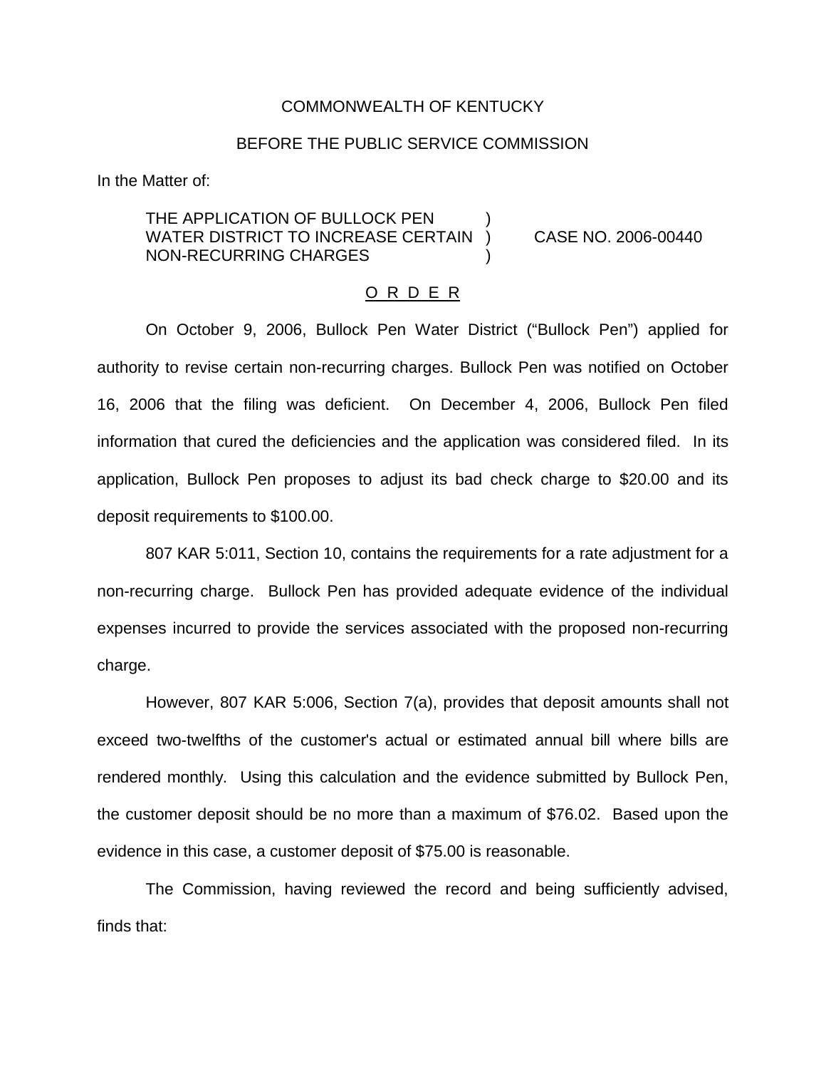COMMONWEALTH OF KENTUCKY

BEFORE THE PUBLIC SERVICE COMMISSION

In the Matter of:

THE APPLICATION OF BULLOCK PEN WATER DISTRICT TO INCREASE CERTAIN NON-RECURRING CHARGES ) CASE NO. 2006-00440

O R D E R

On October 9, 2006, Bullock Pen Water District ("Bullock Pen") applied for authority to revise certain non-recurring charges. Bullock Pen was notified on October 16, 2006 that the filing was deficient. On December 4, 2006, Bullock Pen filed information that cured the deficiencies and the application was considered filed. In its application, Bullock Pen proposes to adjust its bad check charge to $20.00 and its deposit requirements to $100.00.

807 KAR 5:011, Section 10, contains the requirements for a rate adjustment for a non-recurring charge. Bullock Pen has provided adequate evidence of the individual expenses incurred to provide the services associated with the proposed non-recurring charge.

However, 807 KAR 5:006, Section 7(a), provides that deposit amounts shall not exceed two-twelfths of the customer's actual or estimated annual bill where bills are rendered monthly. Using this calculation and the evidence submitted by Bullock Pen, the customer deposit should be no more than a maximum of $76.02. Based upon the evidence in this case, a customer deposit of $75.00 is reasonable.

The Commission, having reviewed the record and being sufficiently advised, finds that: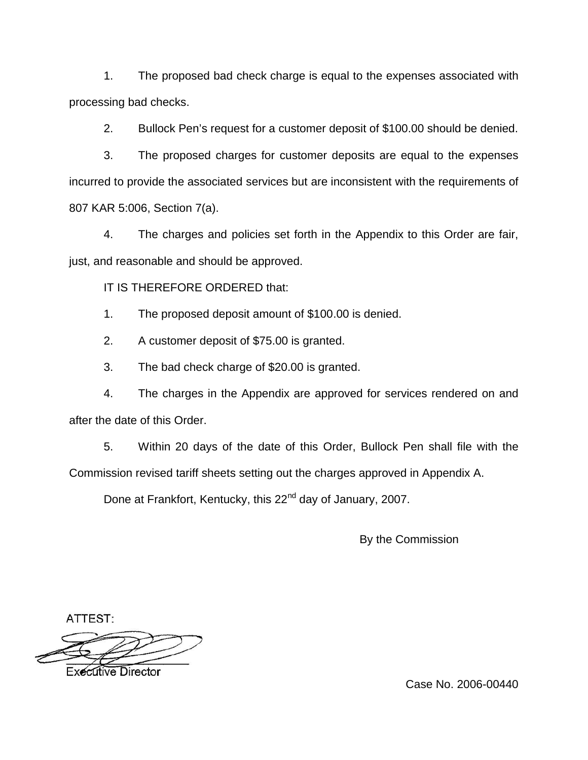1. The proposed bad check charge is equal to the expenses associated with processing bad checks.

2. Bullock Pen's request for a customer deposit of $100.00 should be denied.

3. The proposed charges for customer deposits are equal to the expenses incurred to provide the associated services but are inconsistent with the requirements of 807 KAR 5:006, Section 7(a).

4. The charges and policies set forth in the Appendix to this Order are fair, just, and reasonable and should be approved.

IT IS THEREFORE ORDERED that:

1. The proposed deposit amount of $100.00 is denied.

2. A customer deposit of $75.00 is granted.

3. The bad check charge of $20.00 is granted.

4. The charges in the Appendix are approved for services rendered on and after the date of this Order.

5. Within 20 days of the date of this Order, Bullock Pen shall file with the Commission revised tariff sheets setting out the charges approved in Appendix A.

Done at Frankfort, Kentucky, this 22nd day of January, 2007.

By the Commission

ATTEST:

Executive Director

Case No. 2006-00440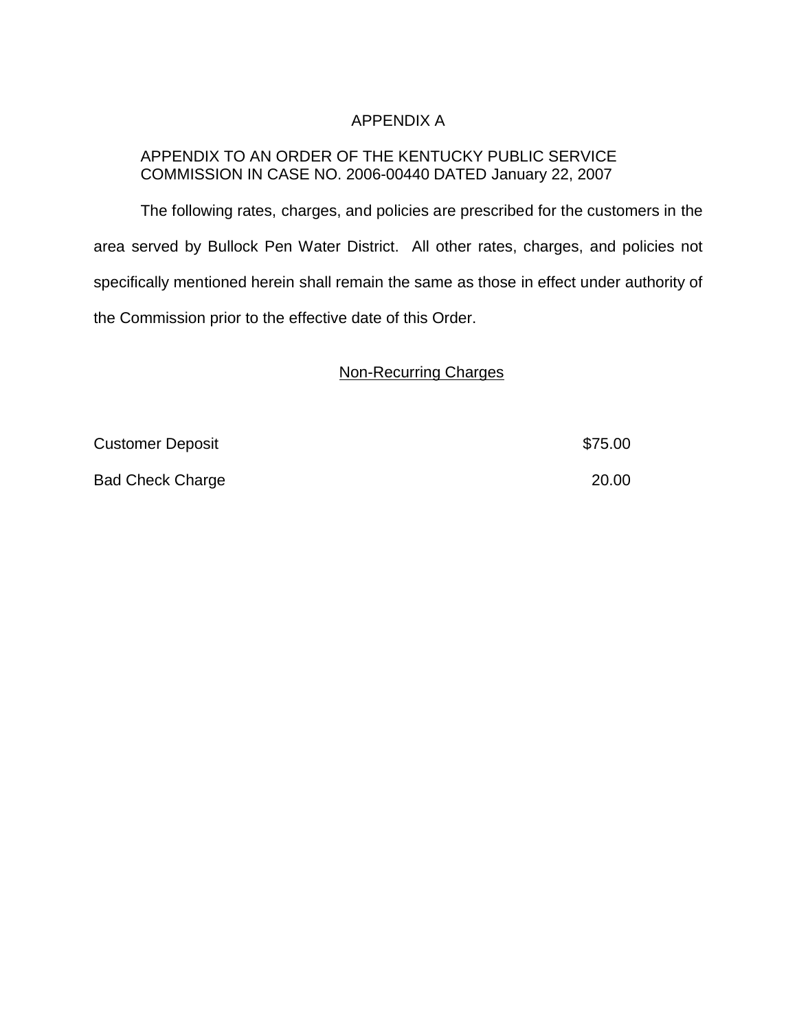# APPENDIX A

APPENDIX TO AN ORDER OF THE KENTUCKY PUBLIC SERVICE COMMISSION IN CASE NO. 2006-00440 DATED January 22, 2007

The following rates, charges, and policies are prescribed for the customers in the area served by Bullock Pen Water District. All other rates, charges, and policies not specifically mentioned herein shall remain the same as those in effect under authority of the Commission prior to the effective date of this Order.

## Non-Recurring Charges

| | |
|---|---|
| Customer Deposit | $75.00 |
| Bad Check Charge | 20.00 |